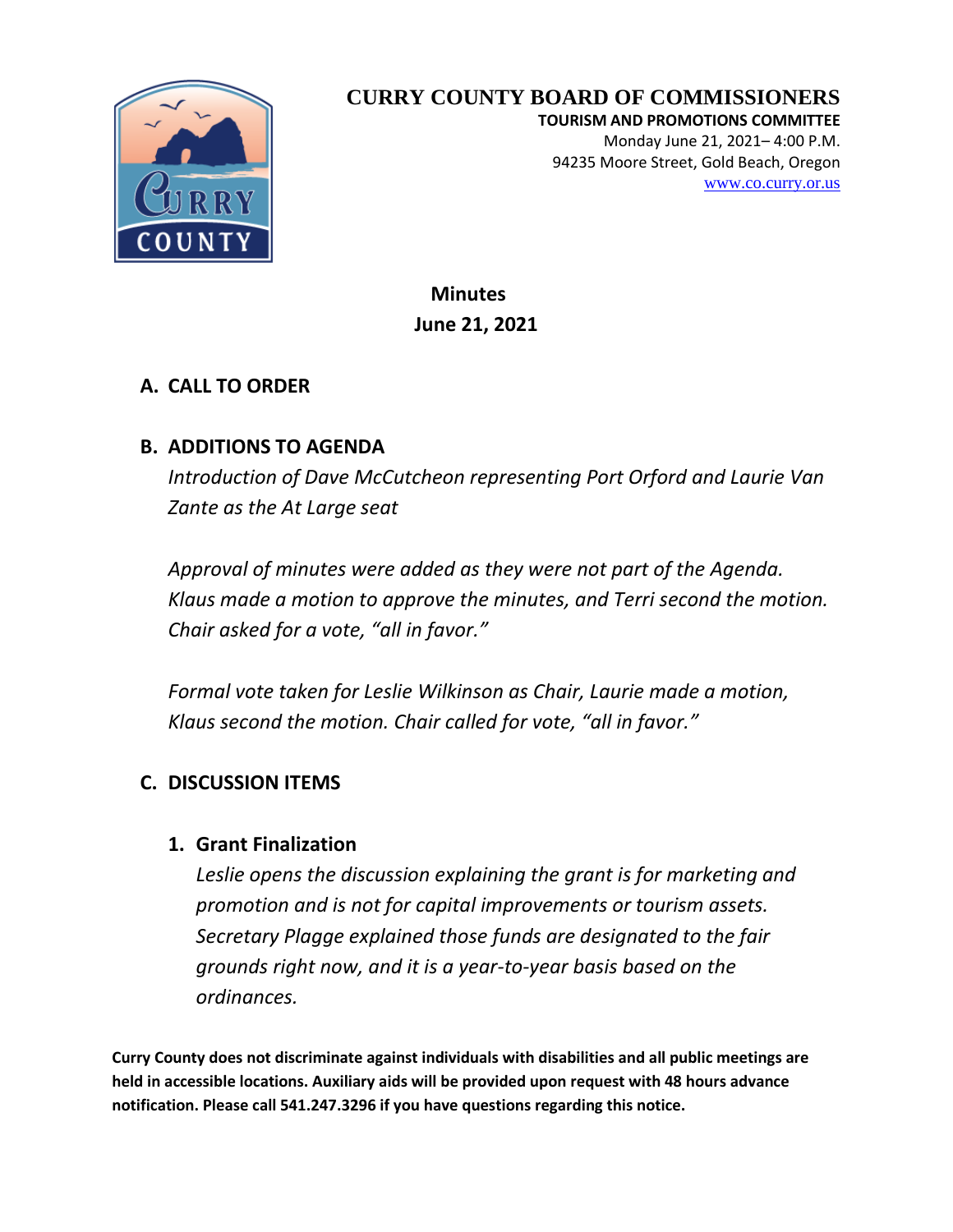# CURRY COUNTY BOARD OF COMMISSIONERS

**TOURISM AND PROMOTIONS COMMITTEE**
Monday June 21, 2021– 4:00 P.M.
94235 Moore Street, Gold Beach, Oregon
www.co.curry.or.us

**Minutes**
**June 21, 2021**

## A. CALL TO ORDER

## B. ADDITIONS TO AGENDA

*Introduction of Dave McCutcheon representing Port Orford and Laurie Van Zante as the At Large seat*

*Approval of minutes were added as they were not part of the Agenda. Klaus made a motion to approve the minutes, and Terri second the motion. Chair asked for a vote, "all in favor."*

*Formal vote taken for Leslie Wilkinson as Chair, Laurie made a motion, Klaus second the motion. Chair called for vote, "all in favor."*

## C. DISCUSSION ITEMS

### 1. Grant Finalization

*Leslie opens the discussion explaining the grant is for marketing and promotion and is not for capital improvements or tourism assets. Secretary Plagge explained those funds are designated to the fair grounds right now, and it is a year-to-year basis based on the ordinances.*

**Curry County does not discriminate against individuals with disabilities and all public meetings are held in accessible locations. Auxiliary aids will be provided upon request with 48 hours advance notification. Please call 541.247.3296 if you have questions regarding this notice.**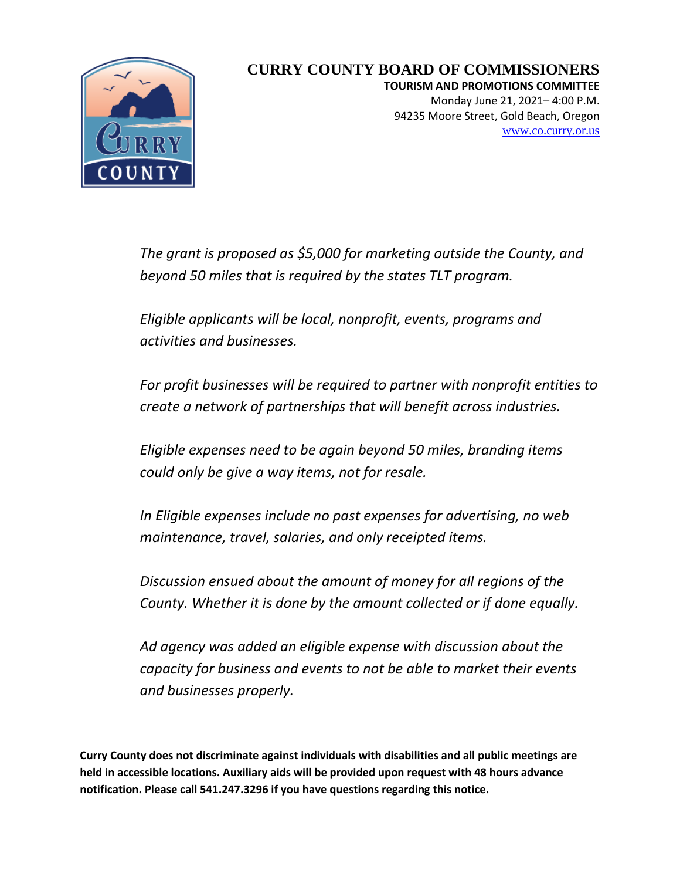# CURRY COUNTY BOARD OF COMMISSIONERS

**TOURISM AND PROMOTIONS COMMITTEE**

Monday June 21, 2021– 4:00 P.M.
94235 Moore Street, Gold Beach, Oregon
www.co.curry.or.us

*The grant is proposed as $5,000 for marketing outside the County, and beyond 50 miles that is required by the states TLT program.*

*Eligible applicants will be local, nonprofit, events, programs and activities and businesses.*

*For profit businesses will be required to partner with nonprofit entities to create a network of partnerships that will benefit across industries.*

*Eligible expenses need to be again beyond 50 miles, branding items could only be give a way items, not for resale.*

*In Eligible expenses include no past expenses for advertising, no web maintenance, travel, salaries, and only receipted items.*

*Discussion ensued about the amount of money for all regions of the County. Whether it is done by the amount collected or if done equally.*

*Ad agency was added an eligible expense with discussion about the capacity for business and events to not be able to market their events and businesses properly.*

**Curry County does not discriminate against individuals with disabilities and all public meetings are held in accessible locations. Auxiliary aids will be provided upon request with 48 hours advance notification. Please call 541.247.3296 if you have questions regarding this notice.**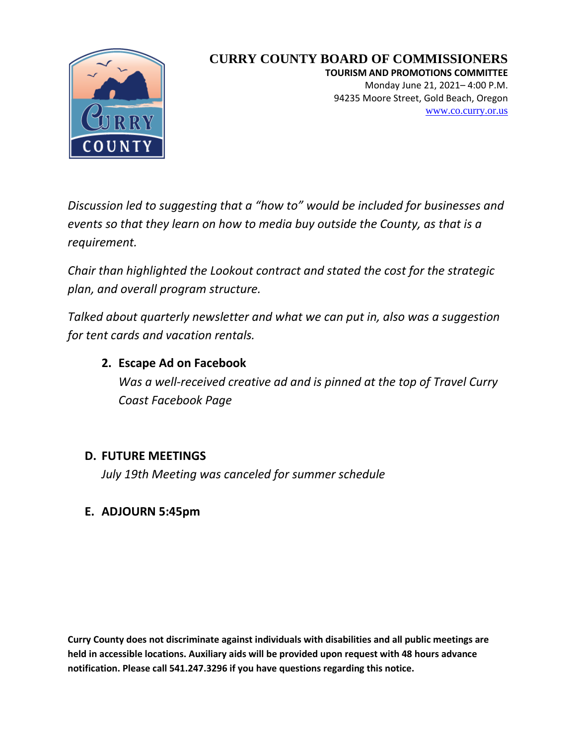**CURRY COUNTY BOARD OF COMMISSIONERS**
**TOURISM AND PROMOTIONS COMMITTEE**
Monday June 21, 2021– 4:00 P.M.
94235 Moore Street, Gold Beach, Oregon
www.co.curry.or.us

*Discussion led to suggesting that a "how to" would be included for businesses and events so that they learn on how to media buy outside the County, as that is a requirement.*

*Chair than highlighted the Lookout contract and stated the cost for the strategic plan, and overall program structure.*

*Talked about quarterly newsletter and what we can put in, also was a suggestion for tent cards and vacation rentals.*

2. **Escape Ad on Facebook**
   *Was a well-received creative ad and is pinned at the top of Travel Curry Coast Facebook Page*

**D. FUTURE MEETINGS**

*July 19th Meeting was canceled for summer schedule*

**E. ADJOURN 5:45pm**

**Curry County does not discriminate against individuals with disabilities and all public meetings are held in accessible locations. Auxiliary aids will be provided upon request with 48 hours advance notification. Please call 541.247.3296 if you have questions regarding this notice.**